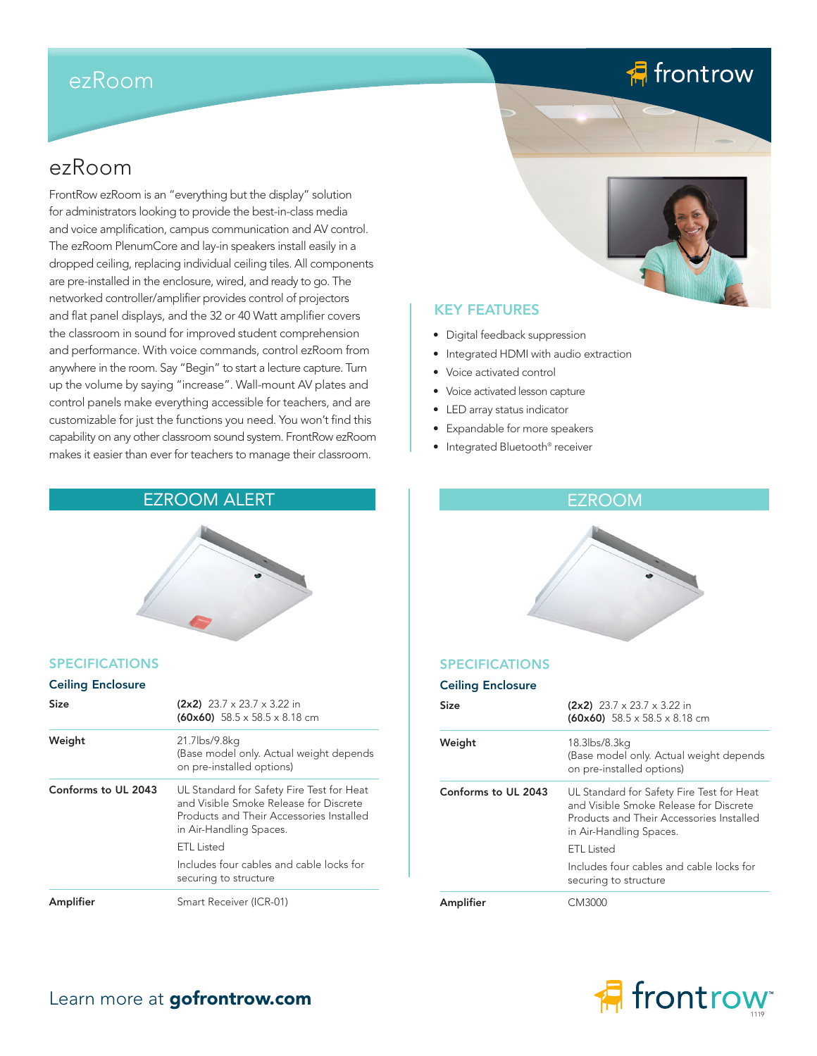# ezRoom

## ezRoom

FrontRow ezRoom is an "everything but the display" solution for administrators looking to provide the best-in-class media and voice amplification, campus communication and AV control. The ezRoom PlenumCore and lay-in speakers install easily in a dropped ceiling, replacing individual ceiling tiles. All components are pre-installed in the enclosure, wired, and ready to go. The networked controller/amplifier provides control of projectors and flat panel displays, and the 32 or 40 Watt amplifier covers the classroom in sound for improved student comprehension and performance. With voice commands, control ezRoom from anywhere in the room. Say "Begin" to start a lecture capture. Turn up the volume by saying "increase". Wall-mount AV plates and control panels make everything accessible for teachers, and are customizable for just the functions you need. You won't find this capability on any other classroom sound system. FrontRow ezRoom makes it easier than ever for teachers to manage their classroom.

### KEY FEATURES

- Digital feedback suppression
- Integrated HDMI with audio extraction
- Voice activated control
- Voice activated lesson capture
- LED array status indicator
- Expandable for more speakers
- Integrated Bluetooth® receiver

## EZROOM ALERT

### SPECIFICATIONS

**Ceiling Enclosure**

| | |
|---|---|
| **Size** | **(2x2)** 23.7 x 23.7 x 3.22 in<br>**(60x60)** 58.5 x 58.5 x 8.18 cm |
| **Weight** | 21.7lbs/9.8kg<br>(Base model only. Actual weight depends on pre-installed options) |
| **Conforms to UL 2043** | UL Standard for Safety Fire Test for Heat and Visible Smoke Release for Discrete Products and Their Accessories Installed in Air-Handling Spaces.<br>ETL Listed<br>Includes four cables and cable locks for securing to structure |
| **Amplifier** | Smart Receiver (ICR-01) |

## EZROOM

### SPECIFICATIONS

**Ceiling Enclosure**

| | |
|---|---|
| **Size** | **(2x2)** 23.7 x 23.7 x 3.22 in<br>**(60x60)** 58.5 x 58.5 x 8.18 cm |
| **Weight** | 18.3lbs/8.3kg<br>(Base model only. Actual weight depends on pre-installed options) |
| **Conforms to UL 2043** | UL Standard for Safety Fire Test for Heat and Visible Smoke Release for Discrete Products and Their Accessories Installed in Air-Handling Spaces.<br>ETL Listed<br>Includes four cables and cable locks for securing to structure |
| **Amplifier** | CM3000 |

Learn more at **gofrontrow.com**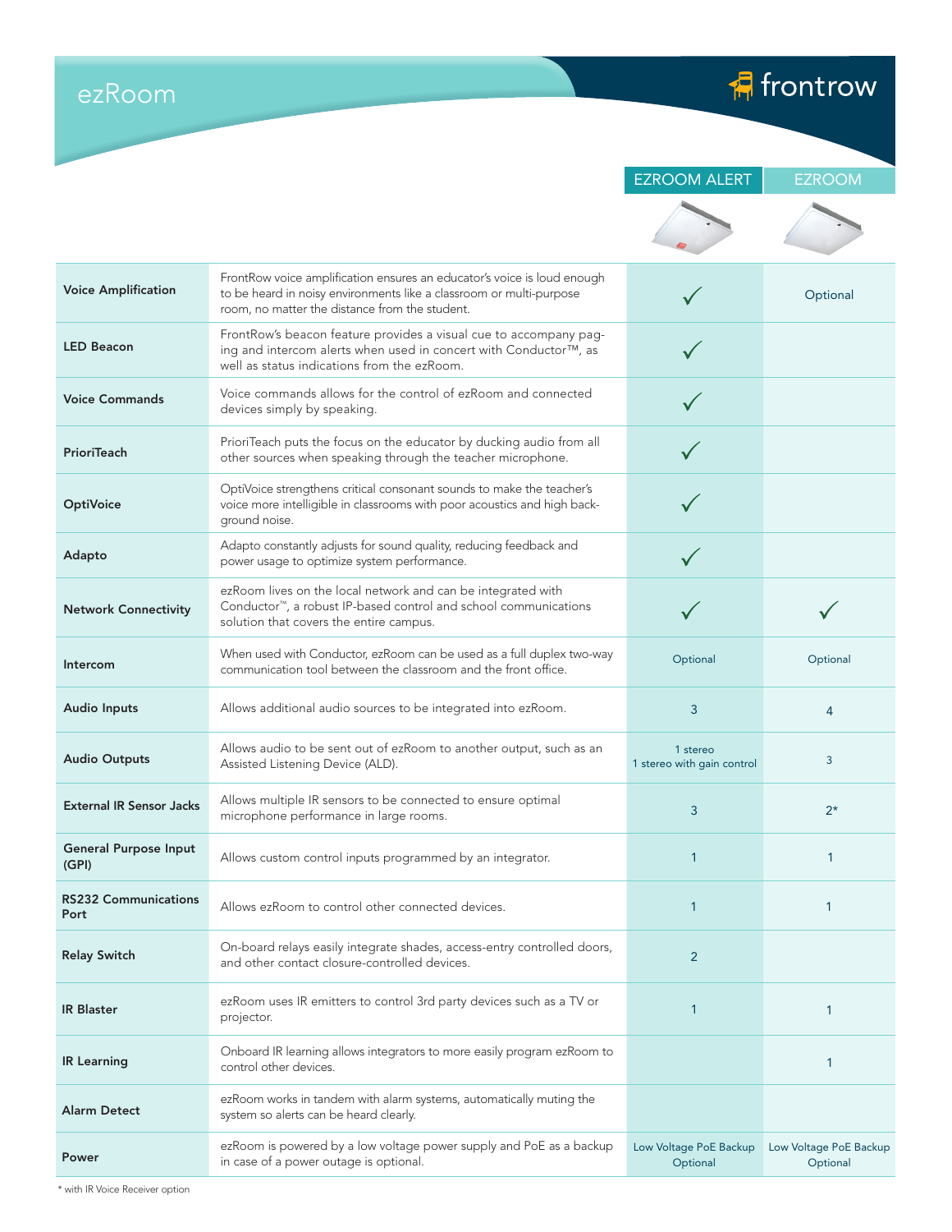# ezRoom

| Feature | Description | EZROOM ALERT | EZROOM |
|---|---|---|---|
| **Voice Amplification** | FrontRow voice amplification ensures an educator's voice is loud enough to be heard in noisy environments like a classroom or multi-purpose room, no matter the distance from the student. | ✓ | Optional |
| **LED Beacon** | FrontRow's beacon feature provides a visual cue to accompany paging and intercom alerts when used in concert with Conductor™, as well as status indications from the ezRoom. | ✓ | |
| **Voice Commands** | Voice commands allows for the control of ezRoom and connected devices simply by speaking. | ✓ | |
| **PrioriTeach** | PrioriTeach puts the focus on the educator by ducking audio from all other sources when speaking through the teacher microphone. | ✓ | |
| **OptiVoice** | OptiVoice strengthens critical consonant sounds to make the teacher's voice more intelligible in classrooms with poor acoustics and high background noise. | ✓ | |
| **Adapto** | Adapto constantly adjusts for sound quality, reducing feedback and power usage to optimize system performance. | ✓ | |
| **Network Connectivity** | ezRoom lives on the local network and can be integrated with Conductor™, a robust IP-based control and school communications solution that covers the entire campus. | ✓ | ✓ |
| **Intercom** | When used with Conductor, ezRoom can be used as a full duplex two-way communication tool between the classroom and the front office. | Optional | Optional |
| **Audio Inputs** | Allows additional audio sources to be integrated into ezRoom. | 3 | 4 |
| **Audio Outputs** | Allows audio to be sent out of ezRoom to another output, such as an Assisted Listening Device (ALD). | 1 stereo<br>1 stereo with gain control | 3 |
| **External IR Sensor Jacks** | Allows multiple IR sensors to be connected to ensure optimal microphone performance in large rooms. | 3 | 2* |
| **General Purpose Input (GPI)** | Allows custom control inputs programmed by an integrator. | 1 | 1 |
| **RS232 Communications Port** | Allows ezRoom to control other connected devices. | 1 | 1 |
| **Relay Switch** | On-board relays easily integrate shades, access-entry controlled doors, and other contact closure-controlled devices. | 2 | |
| **IR Blaster** | ezRoom uses IR emitters to control 3rd party devices such as a TV or projector. | 1 | 1 |
| **IR Learning** | Onboard IR learning allows integrators to more easily program ezRoom to control other devices. | | 1 |
| **Alarm Detect** | ezRoom works in tandem with alarm systems, automatically muting the system so alerts can be heard clearly. | | |
| **Power** | ezRoom is powered by a low voltage power supply and PoE as a backup in case of a power outage is optional. | Low Voltage PoE Backup Optional | Low Voltage PoE Backup Optional |

* with IR Voice Receiver option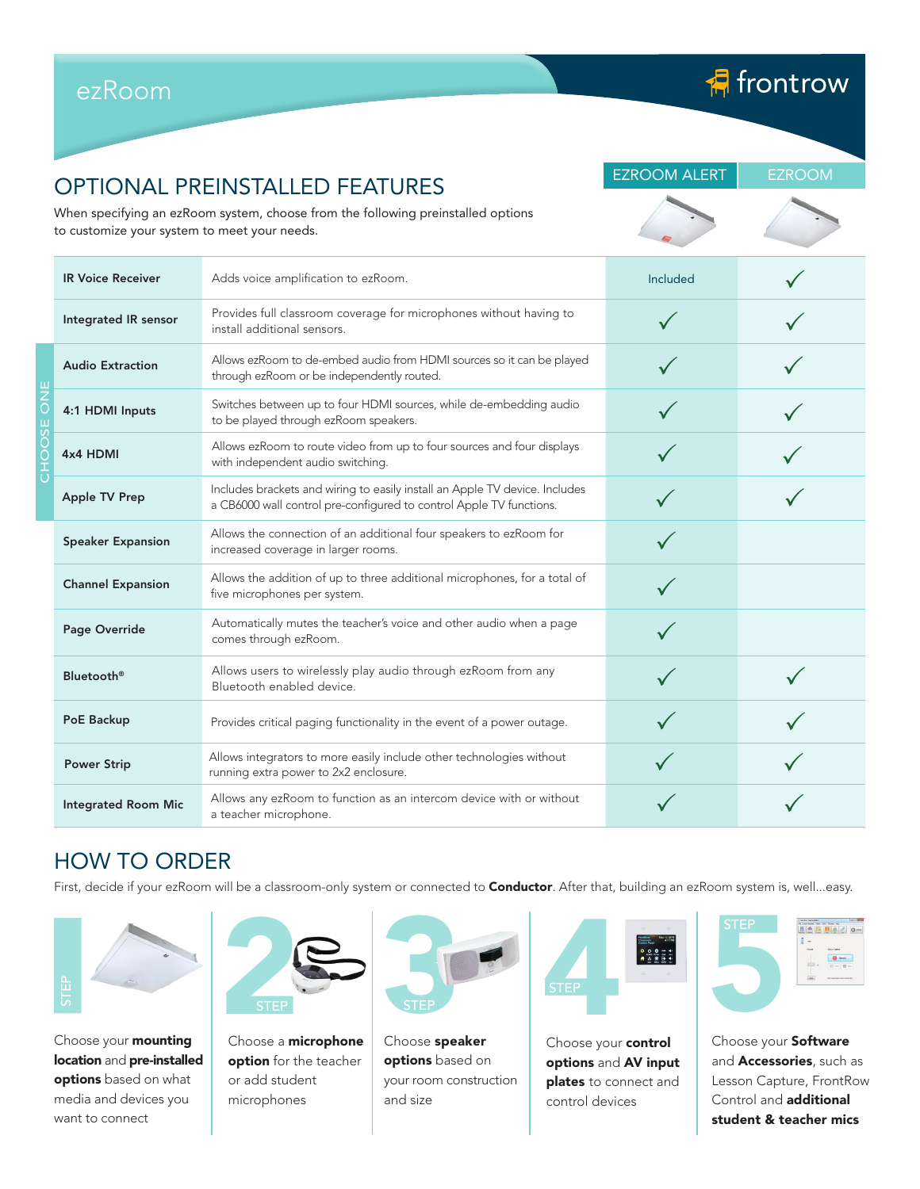# ezRoom

frontrow

## OPTIONAL PREINSTALLED FEATURES

When specifying an ezRoom system, choose from the following preinstalled options to customize your system to meet your needs.

| Feature | Description | EZROOM ALERT | EZROOM |
|---|---|---|---|
| **IR Voice Receiver** | Adds voice amplification to ezRoom. | Included | ✓ |
| **Integrated IR sensor** | Provides full classroom coverage for microphones without having to install additional sensors. | ✓ | ✓ |
| **Audio Extraction** (CHOOSE ONE) | Allows ezRoom to de-embed audio from HDMI sources so it can be played through ezRoom or be independently routed. | ✓ | ✓ |
| **4:1 HDMI Inputs** (CHOOSE ONE) | Switches between up to four HDMI sources, while de-embedding audio to be played through ezRoom speakers. | ✓ | ✓ |
| **4x4 HDMI** (CHOOSE ONE) | Allows ezRoom to route video from up to four sources and four displays with independent audio switching. | ✓ | ✓ |
| **Apple TV Prep** (CHOOSE ONE) | Includes brackets and wiring to easily install an Apple TV device. Includes a CB6000 wall control pre-configured to control Apple TV functions. | ✓ | ✓ |
| **Speaker Expansion** | Allows the connection of an additional four speakers to ezRoom for increased coverage in larger rooms. | ✓ | |
| **Channel Expansion** | Allows the addition of up to three additional microphones, for a total of five microphones per system. | ✓ | |
| **Page Override** | Automatically mutes the teacher's voice and other audio when a page comes through ezRoom. | ✓ | |
| **Bluetooth®** | Allows users to wirelessly play audio through ezRoom from any Bluetooth enabled device. | ✓ | ✓ |
| **PoE Backup** | Provides critical paging functionality in the event of a power outage. | ✓ | ✓ |
| **Power Strip** | Allows integrators to more easily include other technologies without running extra power to 2x2 enclosure. | ✓ | ✓ |
| **Integrated Room Mic** | Allows any ezRoom to function as an intercom device with or without a teacher microphone. | ✓ | ✓ |

## HOW TO ORDER

First, decide if your ezRoom will be a classroom-only system or connected to **Conductor**. After that, building an ezRoom system is, well...easy.

**STEP 1** – Choose your **mounting location** and **pre-installed options** based on what media and devices you want to connect

**STEP 2** – Choose a **microphone option** for the teacher or add student microphones

**STEP 3** – Choose **speaker options** based on your room construction and size

**STEP 4** – Choose your **control options** and **AV input plates** to connect and control devices

**STEP 5** – Choose your **Software** and **Accessories**, such as Lesson Capture, FrontRow Control and **additional student & teacher mics**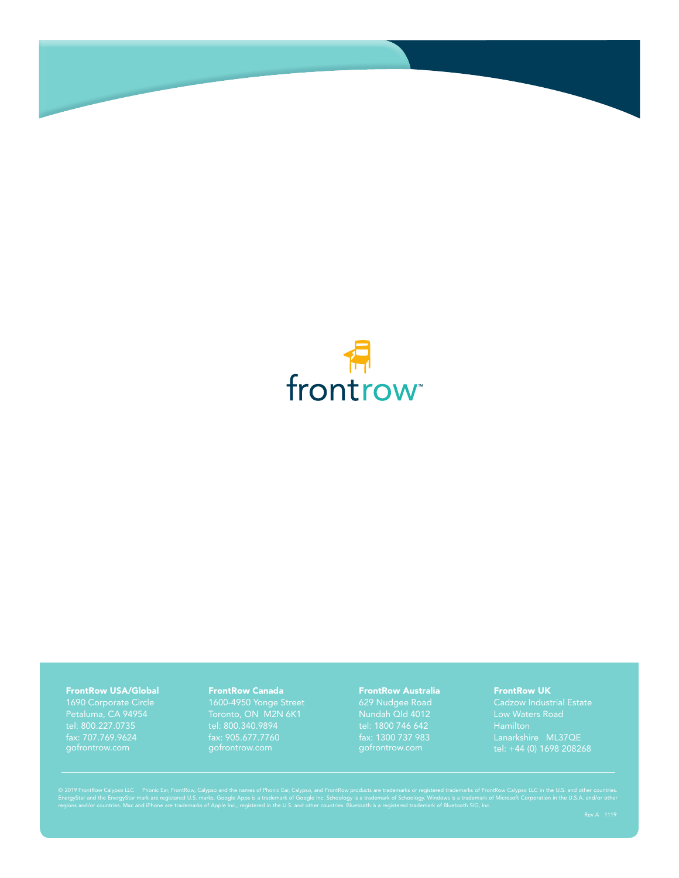frontrow™

**FrontRow USA/Global**
1690 Corporate Circle
Petaluma, CA 94954
tel: 800.227.0735
fax: 707.769.9624
gofrontrow.com

**FrontRow Canada**
1600-4950 Yonge Street
Toronto, ON M2N 6K1
tel: 800.340.9894
fax: 905.677.7760
gofrontrow.com

**FrontRow Australia**
629 Nudgee Road
Nundah Qld 4012
tel: 1800 746 642
fax: 1300 737 983
gofrontrow.com

**FrontRow UK**
Cadzow Industrial Estate
Low Waters Road
Hamilton
Lanarkshire ML37QE
tel: +44 (0) 1698 208268

© 2019 FrontRow Calypso LLC Phonic Ear, FrontRow, Calypso and the names of Phonic Ear, Calypso, and FrontRow products are trademarks or registered trademarks of FrontRow Calypso LLC in the U.S. and other countries. EnergyStar and the EnergyStar mark are registered U.S. marks. Google Apps is a trademark of Google Inc. Schoology is a trademark of Schoology. Windows is a trademark of Microsoft Corporation in the U.S.A. and/or other regions and/or countries. Mac and iPhone are trademarks of Apple Inc., registered in the U.S. and other countries. Bluetooth is a registered trademark of Bluetooth SIG, Inc.

Rev A 1119